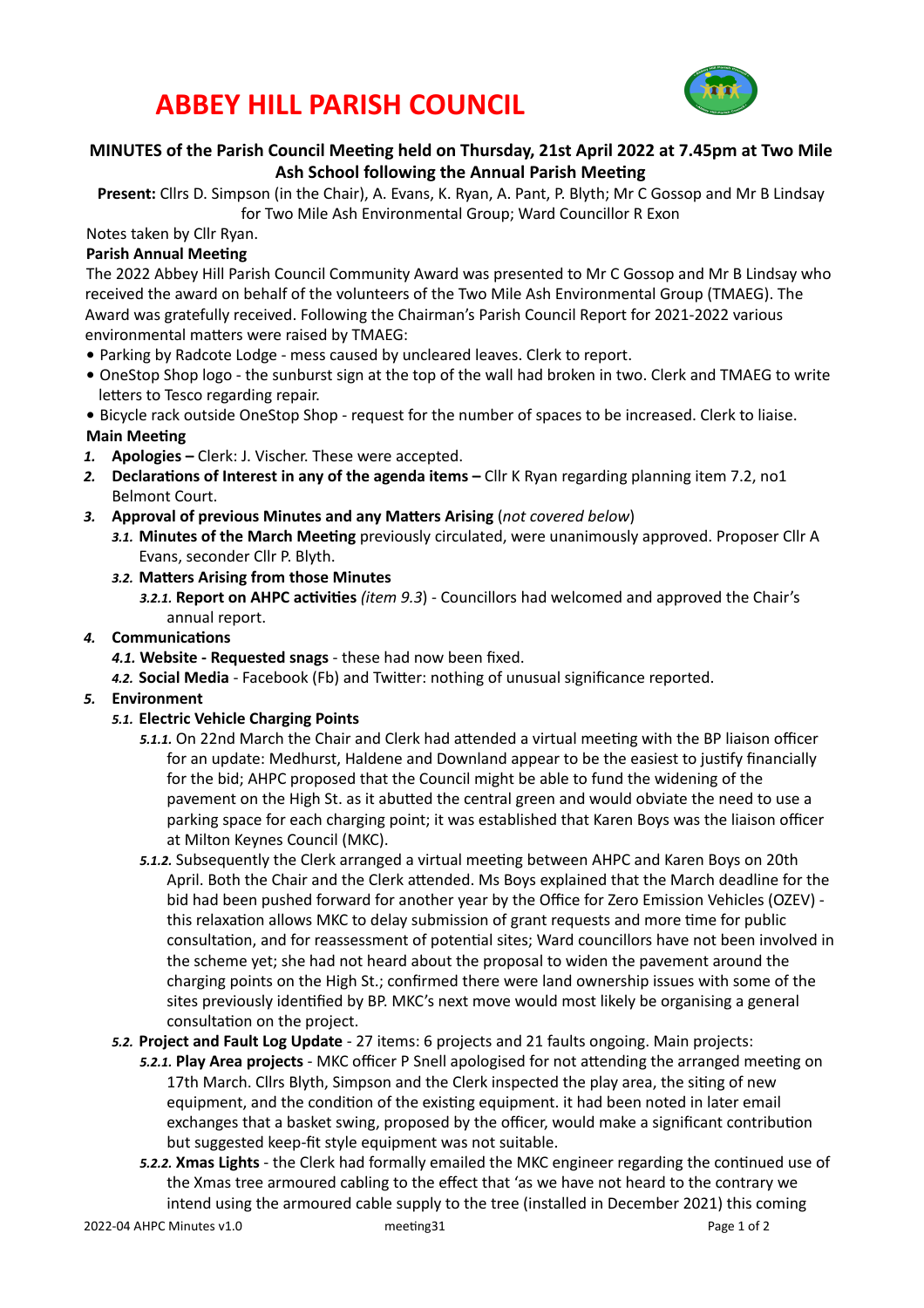# ABBEY HILL PARISH COUNCIL

## MINUTES of the Parish Council Meeting held on Thursday, 21st April 2022 at 7.45pm at Two Mile Ash School following the Annual Parish Meeting

**Present:** Cllrs D. Simpson (in the Chair), A. Evans, K. Ryan, A. Pant, P. Blyth; Mr C Gossop and Mr B Lindsay for Two Mile Ash Environmental Group; Ward Councillor R Exon

Notes taken by Cllr Ryan.

**Parish Annual Meeting**

The 2022 Abbey Hill Parish Council Community Award was presented to Mr C Gossop and Mr B Lindsay who received the award on behalf of the volunteers of the Two Mile Ash Environmental Group (TMAEG). The Award was gratefully received. Following the Chairman's Parish Council Report for 2021-2022 various environmental matters were raised by TMAEG:

- Parking by Radcote Lodge - mess caused by uncleared leaves. Clerk to report.
- OneStop Shop logo - the sunburst sign at the top of the wall had broken in two. Clerk and TMAEG to write letters to Tesco regarding repair.
- Bicycle rack outside OneStop Shop - request for the number of spaces to be increased. Clerk to liaise.

**Main Meeting**

1. **Apologies –** Clerk: J. Vischer. These were accepted.
2. **Declarations of Interest in any of the agenda items –** Cllr K Ryan regarding planning item 7.2, no1 Belmont Court.
3. **Approval of previous Minutes and any Matters Arising** (*not covered below*)
   - *3.1.* **Minutes of the March Meeting** previously circulated, were unanimously approved. Proposer Cllr A Evans, seconder Cllr P. Blyth.
   - *3.2.* **Matters Arising from those Minutes**
     - *3.2.1.* **Report on AHPC activities** *(item 9.3*) - Councillors had welcomed and approved the Chair's annual report.
4. **Communications**
   - *4.1.* **Website - Requested snags** - these had now been fixed.
   - *4.2.* **Social Media** - Facebook (Fb) and Twitter: nothing of unusual significance reported.
5. **Environment**
   - *5.1.* **Electric Vehicle Charging Points**
     - *5.1.1.* On 22nd March the Chair and Clerk had attended a virtual meeting with the BP liaison officer for an update: Medhurst, Haldene and Downland appear to be the easiest to justify financially for the bid; AHPC proposed that the Council might be able to fund the widening of the pavement on the High St. as it abutted the central green and would obviate the need to use a parking space for each charging point; it was established that Karen Boys was the liaison officer at Milton Keynes Council (MKC).
     - *5.1.2.* Subsequently the Clerk arranged a virtual meeting between AHPC and Karen Boys on 20th April. Both the Chair and the Clerk attended. Ms Boys explained that the March deadline for the bid had been pushed forward for another year by the Office for Zero Emission Vehicles (OZEV) - this relaxation allows MKC to delay submission of grant requests and more time for public consultation, and for reassessment of potential sites; Ward councillors have not been involved in the scheme yet; she had not heard about the proposal to widen the pavement around the charging points on the High St.; confirmed there were land ownership issues with some of the sites previously identified by BP. MKC's next move would most likely be organising a general consultation on the project.
   - *5.2.* **Project and Fault Log Update** - 27 items: 6 projects and 21 faults ongoing. Main projects:
     - *5.2.1.* **Play Area projects** - MKC officer P Snell apologised for not attending the arranged meeting on 17th March. Cllrs Blyth, Simpson and the Clerk inspected the play area, the siting of new equipment, and the condition of the existing equipment. it had been noted in later email exchanges that a basket swing, proposed by the officer, would make a significant contribution but suggested keep-fit style equipment was not suitable.
     - *5.2.2.* **Xmas Lights** - the Clerk had formally emailed the MKC engineer regarding the continued use of the Xmas tree armoured cabling to the effect that 'as we have not heard to the contrary we intend using the armoured cable supply to the tree (installed in December 2021) this coming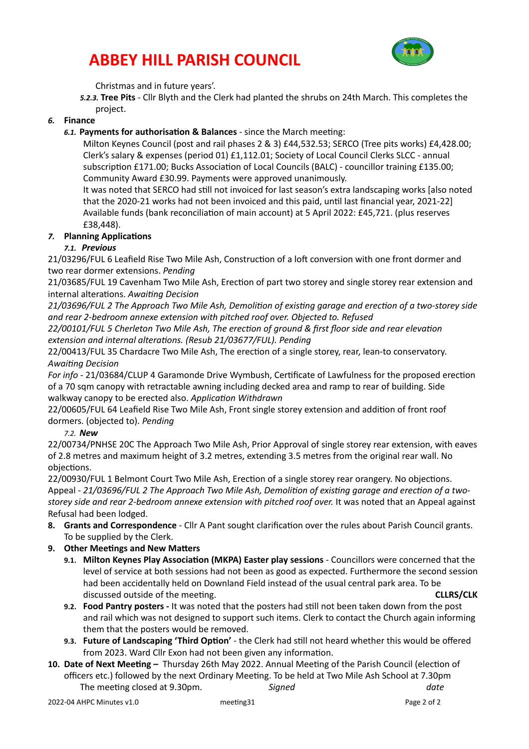# ABBEY HILL PARISH COUNCIL

Christmas and in future years'.

*5.2.3.* **Tree Pits** - Cllr Blyth and the Clerk had planted the shrubs on 24th March. This completes the project.

## *6.* Finance

*6.1.* **Payments for authorisation & Balances** - since the March meeting:

Milton Keynes Council (post and rail phases 2 & 3) £44,532.53; SERCO (Tree pits works) £4,428.00; Clerk's salary & expenses (period 01) £1,112.01; Society of Local Council Clerks SLCC - annual subscription £171.00; Bucks Association of Local Councils (BALC) - councillor training £135.00; Community Award £30.99. Payments were approved unanimously.

It was noted that SERCO had still not invoiced for last season's extra landscaping works [also noted that the 2020-21 works had not been invoiced and this paid, until last financial year, 2021-22]

Available funds (bank reconciliation of main account) at 5 April 2022: £45,721. (plus reserves £38,448).

## *7.* Planning Applications

*7.1. **Previous***

21/03296/FUL 6 Leafield Rise Two Mile Ash, Construction of a loft conversion with one front dormer and two rear dormer extensions. *Pending*

21/03685/FUL 19 Cavenham Two Mile Ash, Erection of part two storey and single storey rear extension and internal alterations. *Awaiting Decision*

*21/03696/FUL 2 The Approach Two Mile Ash, Demolition of existing garage and erection of a two-storey side and rear 2-bedroom annexe extension with pitched roof over. Objected to. Refused*

*22/00101/FUL 5 Cherleton Two Mile Ash, The erection of ground & first floor side and rear elevation extension and internal alterations. (Resub 21/03677/FUL). Pending*

22/00413/FUL 35 Chardacre Two Mile Ash, The erection of a single storey, rear, lean-to conservatory. *Awaiting Decision*

*For info* - 21/03684/CLUP 4 Garamonde Drive Wymbush, Certificate of Lawfulness for the proposed erection of a 70 sqm canopy with retractable awning including decked area and ramp to rear of building. Side walkway canopy to be erected also. *Application Withdrawn*

22/00605/FUL 64 Leafield Rise Two Mile Ash, Front single storey extension and addition of front roof dormers. (objected to). *Pending*

*7.2. **New***

22/00734/PNHSE 20C The Approach Two Mile Ash, Prior Approval of single storey rear extension, with eaves of 2.8 metres and maximum height of 3.2 metres, extending 3.5 metres from the original rear wall. No objections.

22/00930/FUL 1 Belmont Court Two Mile Ash, Erection of a single storey rear orangery. No objections.

Appeal - *21/03696/FUL 2 The Approach Two Mile Ash, Demolition of existing garage and erection of a two-storey side and rear 2-bedroom annexe extension with pitched roof over.* It was noted that an Appeal against Refusal had been lodged.

**8. Grants and Correspondence** - Cllr A Pant sought clarification over the rules about Parish Council grants. To be supplied by the Clerk.

## 9. Other Meetings and New Matters

**9.1. Milton Keynes Play Association (MKPA) Easter play sessions** - Councillors were concerned that the level of service at both sessions had not been as good as expected. Furthermore the second session had been accidentally held on Downland Field instead of the usual central park area. To be discussed outside of the meeting. **CLLRS/CLK**

**9.2. Food Pantry posters -** It was noted that the posters had still not been taken down from the post and rail which was not designed to support such items. Clerk to contact the Church again informing them that the posters would be removed.

**9.3. Future of Landscaping 'Third Option'** - the Clerk had still not heard whether this would be offered from 2023. Ward Cllr Exon had not been given any information.

**10. Date of Next Meeting –** Thursday 26th May 2022. Annual Meeting of the Parish Council (election of officers etc.) followed by the next Ordinary Meeting. To be held at Two Mile Ash School at 7.30pm

The meeting closed at 9.30pm. *Signed* *date*

2022-04 AHPC Minutes v1.0 meeting31